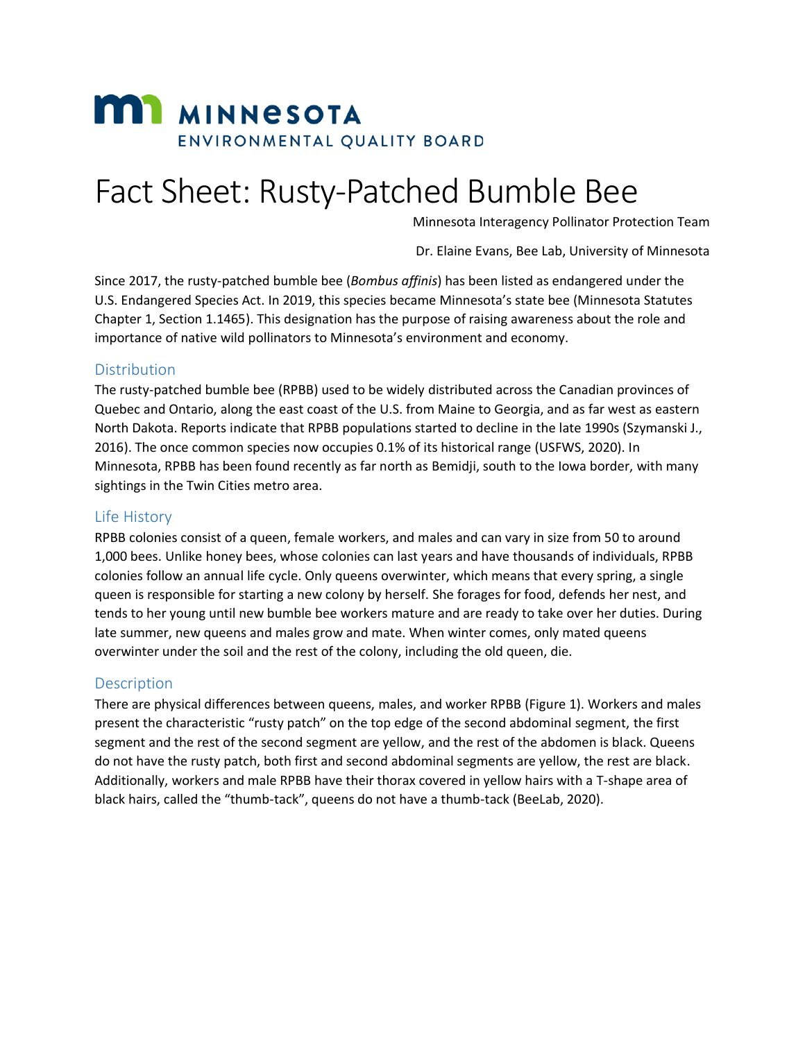MINNESOTA

ENVIRONMENTAL QUALITY BOARD

# Fact Sheet: Rusty-Patched Bumble Bee

Minnesota Interagency Pollinator Protection Team

Dr. Elaine Evans, Bee Lab, University of Minnesota

Since 2017, the rusty-patched bumble bee (*Bombus affinis*) has been listed as endangered under the U.S. Endangered Species Act. In 2019, this species became Minnesota's state bee (Minnesota Statutes Chapter 1, Section 1.1465). This designation has the purpose of raising awareness about the role and importance of native wild pollinators to Minnesota's environment and economy.

## Distribution

The rusty-patched bumble bee (RPBB) used to be widely distributed across the Canadian provinces of Quebec and Ontario, along the east coast of the U.S. from Maine to Georgia, and as far west as eastern North Dakota. Reports indicate that RPBB populations started to decline in the late 1990s (Szymanski J., 2016). The once common species now occupies 0.1% of its historical range (USFWS, 2020). In Minnesota, RPBB has been found recently as far north as Bemidji, south to the Iowa border, with many sightings in the Twin Cities metro area.

## Life History

RPBB colonies consist of a queen, female workers, and males and can vary in size from 50 to around 1,000 bees. Unlike honey bees, whose colonies can last years and have thousands of individuals, RPBB colonies follow an annual life cycle. Only queens overwinter, which means that every spring, a single queen is responsible for starting a new colony by herself. She forages for food, defends her nest, and tends to her young until new bumble bee workers mature and are ready to take over her duties. During late summer, new queens and males grow and mate. When winter comes, only mated queens overwinter under the soil and the rest of the colony, including the old queen, die.

## Description

There are physical differences between queens, males, and worker RPBB (Figure 1). Workers and males present the characteristic "rusty patch" on the top edge of the second abdominal segment, the first segment and the rest of the second segment are yellow, and the rest of the abdomen is black. Queens do not have the rusty patch, both first and second abdominal segments are yellow, the rest are black. Additionally, workers and male RPBB have their thorax covered in yellow hairs with a T-shape area of black hairs, called the "thumb-tack", queens do not have a thumb-tack (BeeLab, 2020).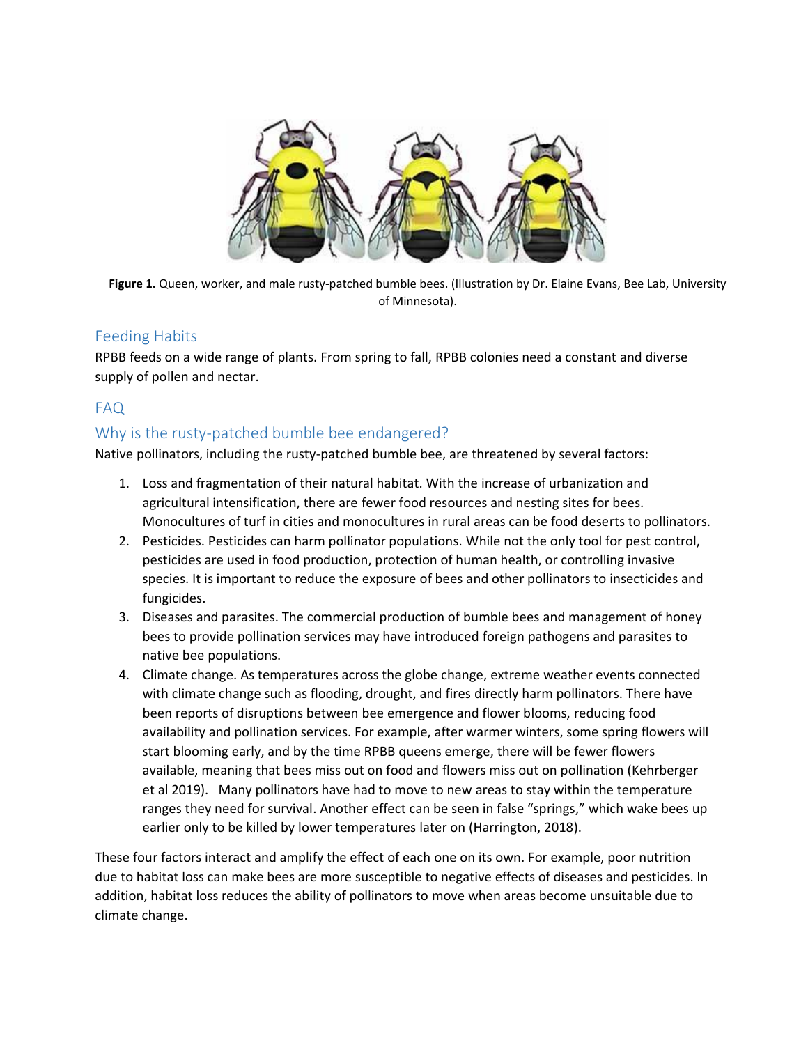**Figure 1.** Queen, worker, and male rusty-patched bumble bees. (Illustration by Dr. Elaine Evans, Bee Lab, University of Minnesota).

## Feeding Habits

RPBB feeds on a wide range of plants. From spring to fall, RPBB colonies need a constant and diverse supply of pollen and nectar.

## FAQ

### Why is the rusty-patched bumble bee endangered?

Native pollinators, including the rusty-patched bumble bee, are threatened by several factors:

1. Loss and fragmentation of their natural habitat. With the increase of urbanization and agricultural intensification, there are fewer food resources and nesting sites for bees. Monocultures of turf in cities and monocultures in rural areas can be food deserts to pollinators.
2. Pesticides. Pesticides can harm pollinator populations. While not the only tool for pest control, pesticides are used in food production, protection of human health, or controlling invasive species. It is important to reduce the exposure of bees and other pollinators to insecticides and fungicides.
3. Diseases and parasites. The commercial production of bumble bees and management of honey bees to provide pollination services may have introduced foreign pathogens and parasites to native bee populations.
4. Climate change. As temperatures across the globe change, extreme weather events connected with climate change such as flooding, drought, and fires directly harm pollinators. There have been reports of disruptions between bee emergence and flower blooms, reducing food availability and pollination services. For example, after warmer winters, some spring flowers will start blooming early, and by the time RPBB queens emerge, there will be fewer flowers available, meaning that bees miss out on food and flowers miss out on pollination (Kehrberger et al 2019). Many pollinators have had to move to new areas to stay within the temperature ranges they need for survival. Another effect can be seen in false "springs," which wake bees up earlier only to be killed by lower temperatures later on (Harrington, 2018).

These four factors interact and amplify the effect of each one on its own. For example, poor nutrition due to habitat loss can make bees are more susceptible to negative effects of diseases and pesticides. In addition, habitat loss reduces the ability of pollinators to move when areas become unsuitable due to climate change.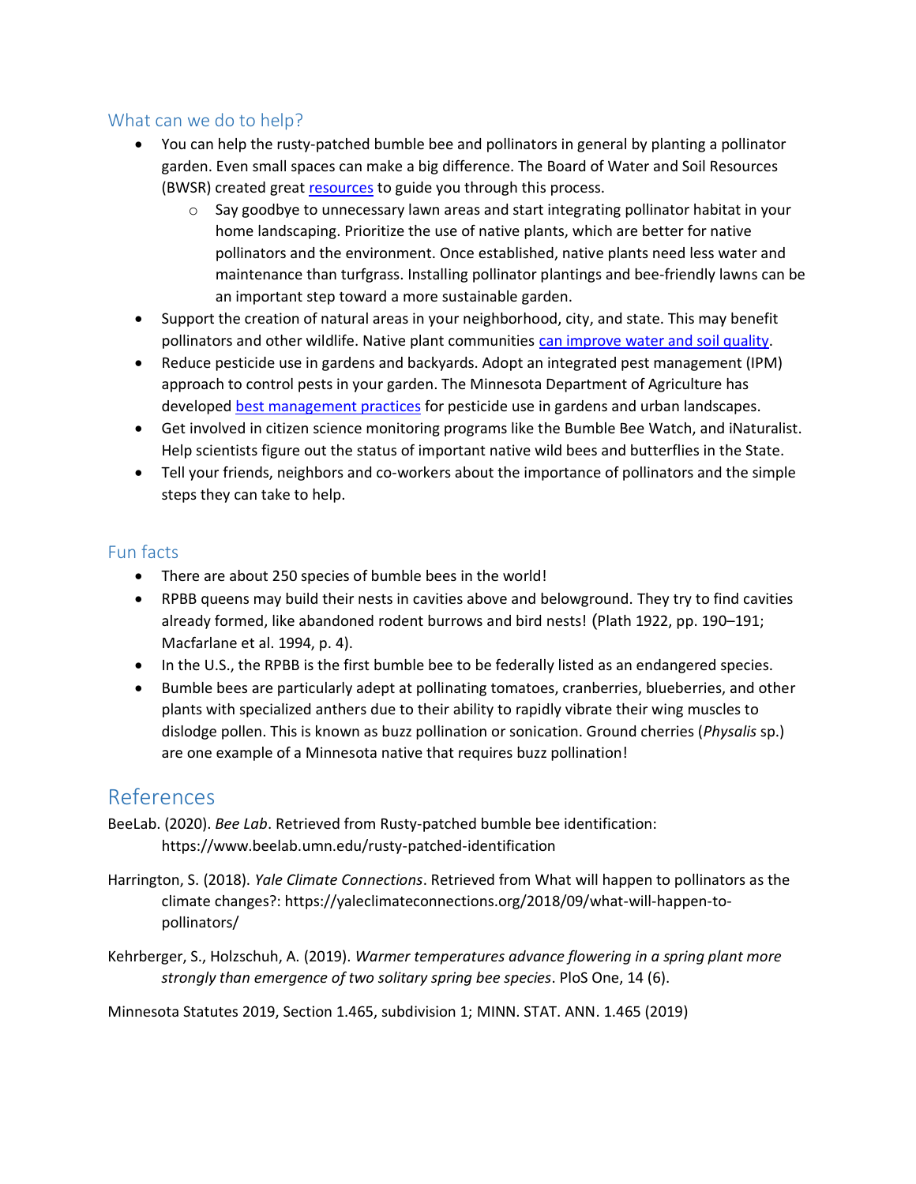## What can we do to help?

- You can help the rusty-patched bumble bee and pollinators in general by planting a pollinator garden. Even small spaces can make a big difference. The Board of Water and Soil Resources (BWSR) created great resources to guide you through this process.
  - Say goodbye to unnecessary lawn areas and start integrating pollinator habitat in your home landscaping. Prioritize the use of native plants, which are better for native pollinators and the environment. Once established, native plants need less water and maintenance than turfgrass. Installing pollinator plantings and bee-friendly lawns can be an important step toward a more sustainable garden.
- Support the creation of natural areas in your neighborhood, city, and state. This may benefit pollinators and other wildlife. Native plant communities can improve water and soil quality.
- Reduce pesticide use in gardens and backyards. Adopt an integrated pest management (IPM) approach to control pests in your garden. The Minnesota Department of Agriculture has developed best management practices for pesticide use in gardens and urban landscapes.
- Get involved in citizen science monitoring programs like the Bumble Bee Watch, and iNaturalist. Help scientists figure out the status of important native wild bees and butterflies in the State.
- Tell your friends, neighbors and co-workers about the importance of pollinators and the simple steps they can take to help.

## Fun facts

- There are about 250 species of bumble bees in the world!
- RPBB queens may build their nests in cavities above and belowground. They try to find cavities already formed, like abandoned rodent burrows and bird nests! (Plath 1922, pp. 190–191; Macfarlane et al. 1994, p. 4).
- In the U.S., the RPBB is the first bumble bee to be federally listed as an endangered species.
- Bumble bees are particularly adept at pollinating tomatoes, cranberries, blueberries, and other plants with specialized anthers due to their ability to rapidly vibrate their wing muscles to dislodge pollen. This is known as buzz pollination or sonication. Ground cherries (*Physalis* sp.) are one example of a Minnesota native that requires buzz pollination!

# References

BeeLab. (2020). *Bee Lab*. Retrieved from Rusty-patched bumble bee identification: https://www.beelab.umn.edu/rusty-patched-identification

Harrington, S. (2018). *Yale Climate Connections*. Retrieved from What will happen to pollinators as the climate changes?: https://yaleclimateconnections.org/2018/09/what-will-happen-to-pollinators/

Kehrberger, S., Holzschuh, A. (2019). *Warmer temperatures advance flowering in a spring plant more strongly than emergence of two solitary spring bee species*. PloS One, 14 (6).

Minnesota Statutes 2019, Section 1.465, subdivision 1; MINN. STAT. ANN. 1.465 (2019)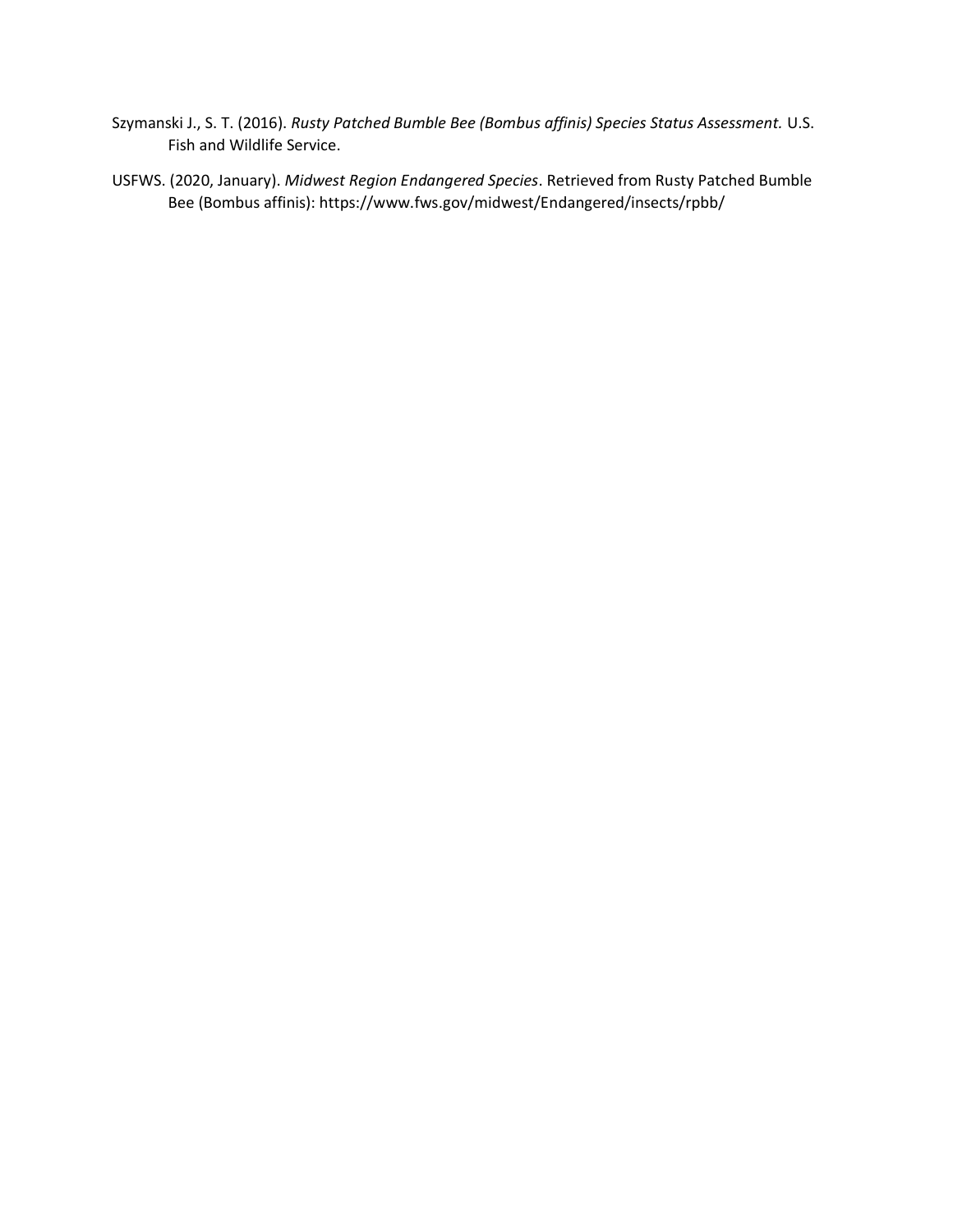Szymanski J., S. T. (2016). *Rusty Patched Bumble Bee (Bombus affinis) Species Status Assessment.* U.S. Fish and Wildlife Service.

USFWS. (2020, January). *Midwest Region Endangered Species*. Retrieved from Rusty Patched Bumble Bee (Bombus affinis): https://www.fws.gov/midwest/Endangered/insects/rpbb/